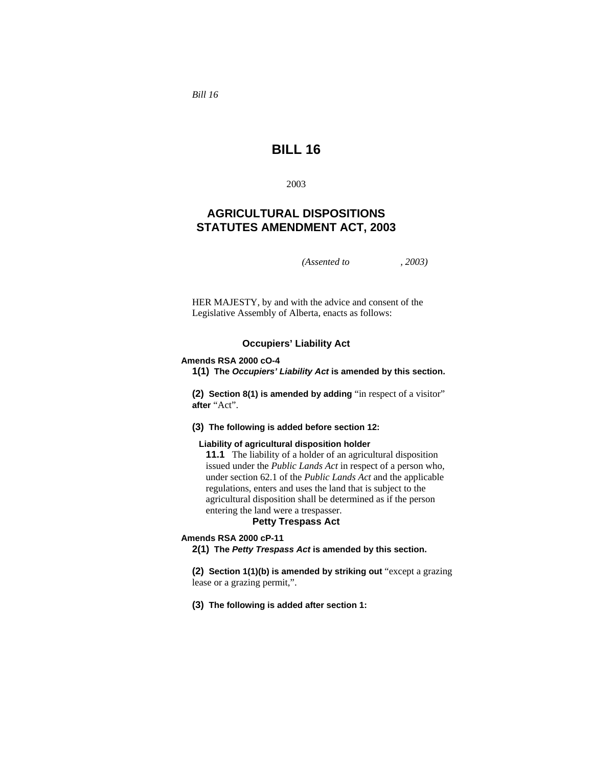*Bill 16*

# BILL 16

2003

## AGRICULTURAL DISPOSITIONS STATUTES AMENDMENT ACT, 2003

*(Assented to , 2003)*

HER MAJESTY, by and with the advice and consent of the Legislative Assembly of Alberta, enacts as follows:

### Occupiers' Liability Act

**Amends RSA 2000 cO-4**

**1(1) The *Occupiers' Liability Act* is amended by this section.**

**(2) Section 8(1) is amended by adding** "in respect of a visitor" **after** "Act".

**(3) The following is added before section 12:**

**Liability of agricultural disposition holder**

**11.1** The liability of a holder of an agricultural disposition issued under the *Public Lands Act* in respect of a person who, under section 62.1 of the *Public Lands Act* and the applicable regulations, enters and uses the land that is subject to the agricultural disposition shall be determined as if the person entering the land were a trespasser.

### Petty Trespass Act

**Amends RSA 2000 cP-11**

**2(1) The *Petty Trespass Act* is amended by this section.**

**(2) Section 1(1)(b) is amended by striking out** "except a grazing lease or a grazing permit,".

**(3) The following is added after section 1:**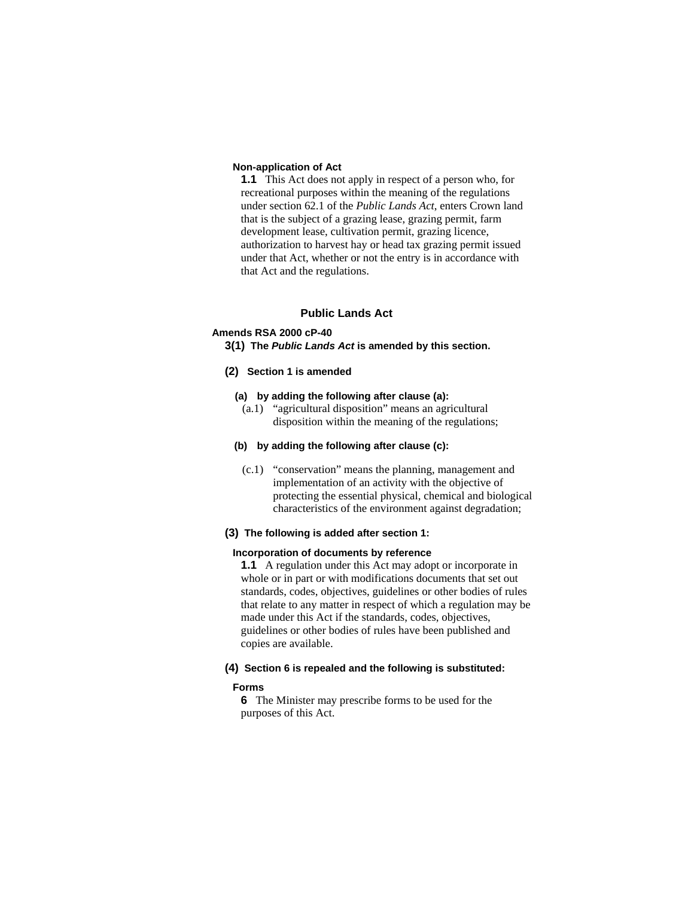**Non-application of Act**

**1.1** This Act does not apply in respect of a person who, for recreational purposes within the meaning of the regulations under section 62.1 of the *Public Lands Act*, enters Crown land that is the subject of a grazing lease, grazing permit, farm development lease, cultivation permit, grazing licence, authorization to harvest hay or head tax grazing permit issued under that Act, whether or not the entry is in accordance with that Act and the regulations.

## Public Lands Act

**Amends RSA 2000 cP-40**

**3(1)** **The *Public Lands Act* is amended by this section.**

**(2)** **Section 1 is amended**

**(a)** **by adding the following after clause (a):**

(a.1) "agricultural disposition" means an agricultural disposition within the meaning of the regulations;

**(b)** **by adding the following after clause (c):**

(c.1) "conservation" means the planning, management and implementation of an activity with the objective of protecting the essential physical, chemical and biological characteristics of the environment against degradation;

**(3)** **The following is added after section 1:**

**Incorporation of documents by reference**

**1.1** A regulation under this Act may adopt or incorporate in whole or in part or with modifications documents that set out standards, codes, objectives, guidelines or other bodies of rules that relate to any matter in respect of which a regulation may be made under this Act if the standards, codes, objectives, guidelines or other bodies of rules have been published and copies are available.

**(4)** **Section 6 is repealed and the following is substituted:**

**Forms**

**6** The Minister may prescribe forms to be used for the purposes of this Act.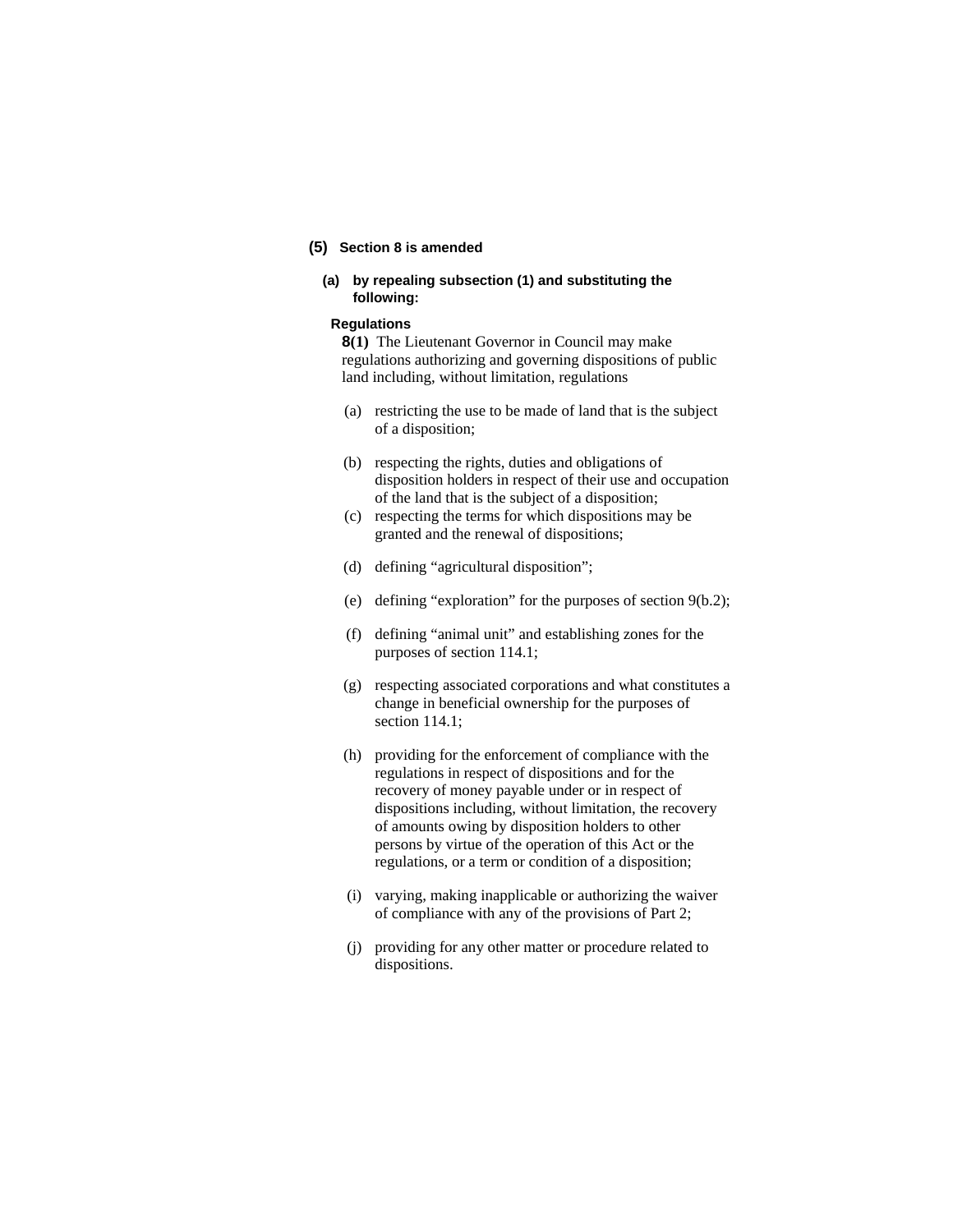**(5) Section 8 is amended**

**(a) by repealing subsection (1) and substituting the following:**

**Regulations**

**8(1)** The Lieutenant Governor in Council may make regulations authorizing and governing dispositions of public land including, without limitation, regulations

(a) restricting the use to be made of land that is the subject of a disposition;

(b) respecting the rights, duties and obligations of disposition holders in respect of their use and occupation of the land that is the subject of a disposition;

(c) respecting the terms for which dispositions may be granted and the renewal of dispositions;

(d) defining “agricultural disposition”;

(e) defining “exploration” for the purposes of section 9(b.2);

(f) defining “animal unit” and establishing zones for the purposes of section 114.1;

(g) respecting associated corporations and what constitutes a change in beneficial ownership for the purposes of section 114.1;

(h) providing for the enforcement of compliance with the regulations in respect of dispositions and for the recovery of money payable under or in respect of dispositions including, without limitation, the recovery of amounts owing by disposition holders to other persons by virtue of the operation of this Act or the regulations, or a term or condition of a disposition;

(i) varying, making inapplicable or authorizing the waiver of compliance with any of the provisions of Part 2;

(j) providing for any other matter or procedure related to dispositions.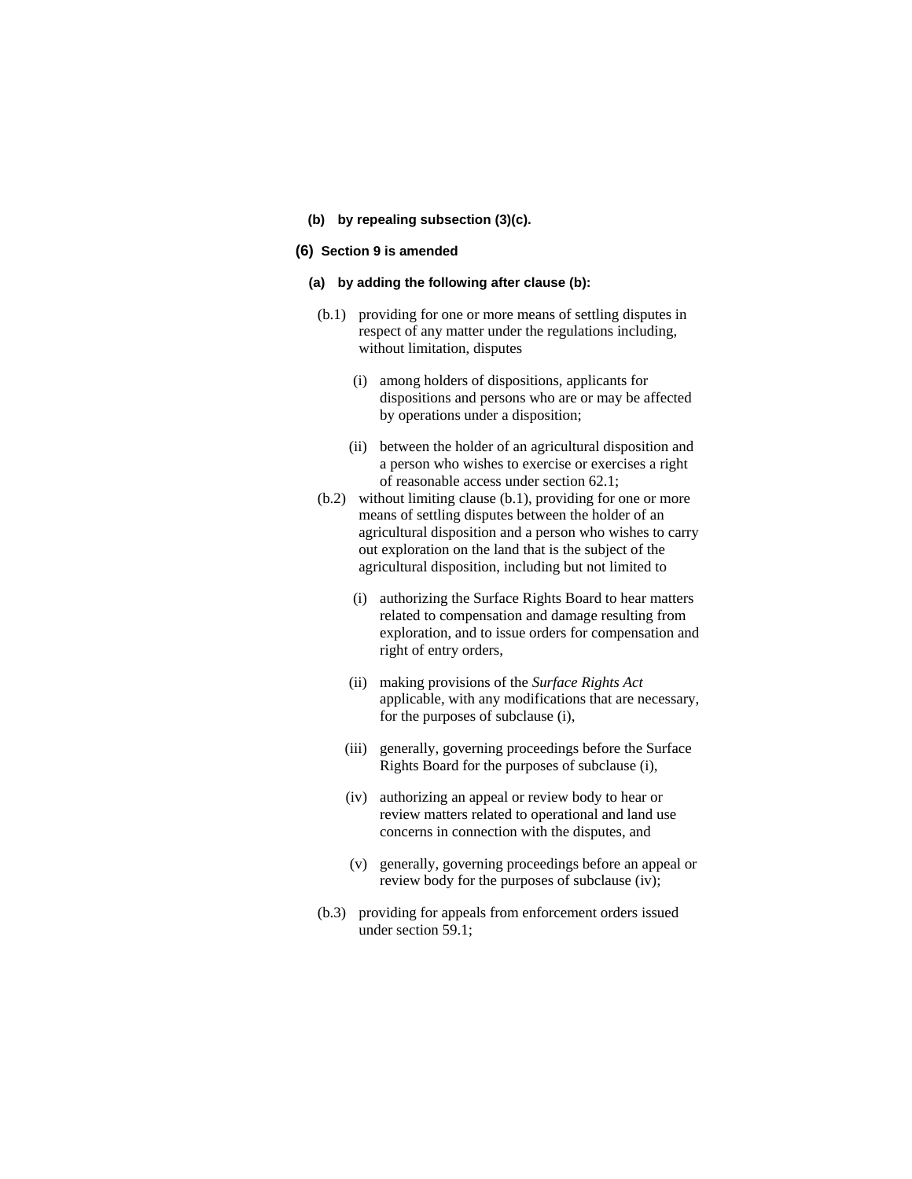**(b) by repealing subsection (3)(c).**

**(6) Section 9 is amended**

**(a) by adding the following after clause (b):**

(b.1) providing for one or more means of settling disputes in respect of any matter under the regulations including, without limitation, disputes

(i) among holders of dispositions, applicants for dispositions and persons who are or may be affected by operations under a disposition;

(ii) between the holder of an agricultural disposition and a person who wishes to exercise or exercises a right of reasonable access under section 62.1;

(b.2) without limiting clause (b.1), providing for one or more means of settling disputes between the holder of an agricultural disposition and a person who wishes to carry out exploration on the land that is the subject of the agricultural disposition, including but not limited to

(i) authorizing the Surface Rights Board to hear matters related to compensation and damage resulting from exploration, and to issue orders for compensation and right of entry orders,

(ii) making provisions of the *Surface Rights Act* applicable, with any modifications that are necessary, for the purposes of subclause (i),

(iii) generally, governing proceedings before the Surface Rights Board for the purposes of subclause (i),

(iv) authorizing an appeal or review body to hear or review matters related to operational and land use concerns in connection with the disputes, and

(v) generally, governing proceedings before an appeal or review body for the purposes of subclause (iv);

(b.3) providing for appeals from enforcement orders issued under section 59.1;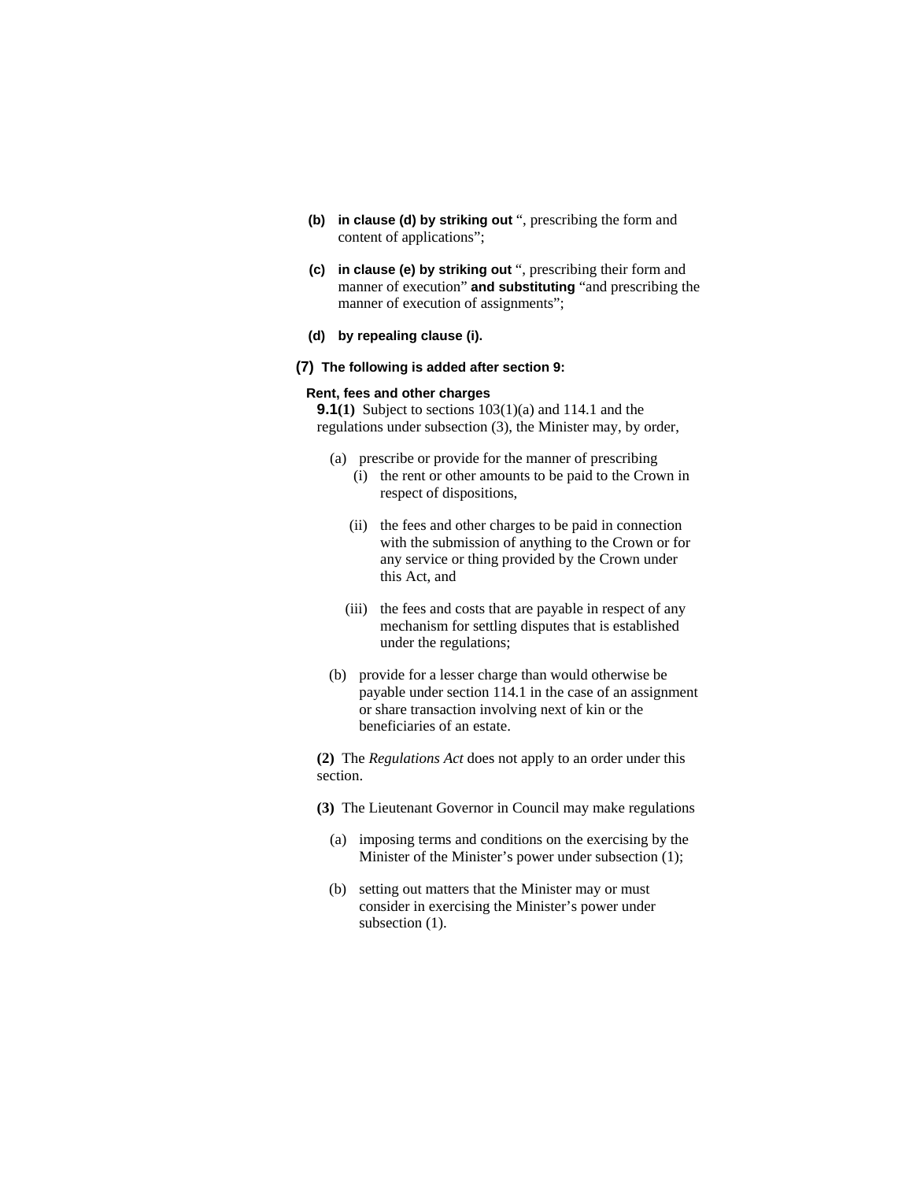**(b)** **in clause (d) by striking out** ", prescribing the form and content of applications";

**(c)** **in clause (e) by striking out** ", prescribing their form and manner of execution" **and substituting** "and prescribing the manner of execution of assignments";

**(d)** **by repealing clause (i).**

**(7)** **The following is added after section 9:**

**Rent, fees and other charges**

**9.1(1)** Subject to sections 103(1)(a) and 114.1 and the regulations under subsection (3), the Minister may, by order,

(a) prescribe or provide for the manner of prescribing

(i) the rent or other amounts to be paid to the Crown in respect of dispositions,

(ii) the fees and other charges to be paid in connection with the submission of anything to the Crown or for any service or thing provided by the Crown under this Act, and

(iii) the fees and costs that are payable in respect of any mechanism for settling disputes that is established under the regulations;

(b) provide for a lesser charge than would otherwise be payable under section 114.1 in the case of an assignment or share transaction involving next of kin or the beneficiaries of an estate.

**(2)** The *Regulations Act* does not apply to an order under this section.

**(3)** The Lieutenant Governor in Council may make regulations

(a) imposing terms and conditions on the exercising by the Minister of the Minister's power under subsection (1);

(b) setting out matters that the Minister may or must consider in exercising the Minister's power under subsection (1).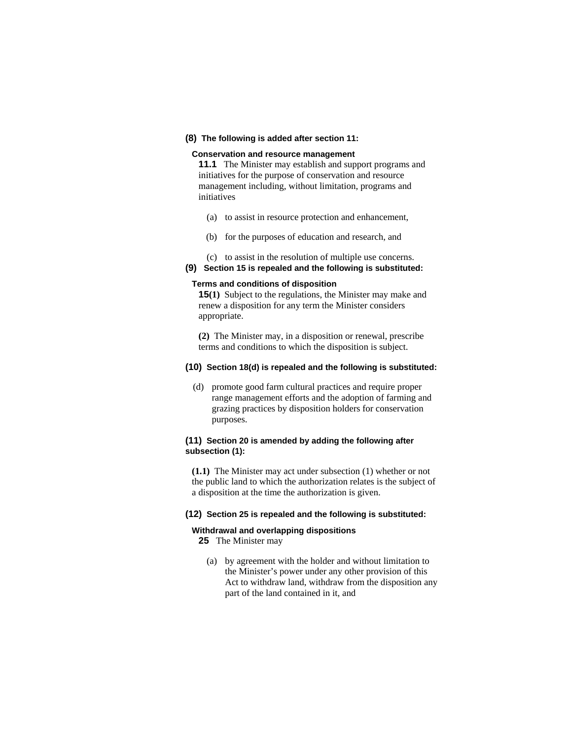**(8)** **The following is added after section 11:**

**Conservation and resource management**

**11.1** The Minister may establish and support programs and initiatives for the purpose of conservation and resource management including, without limitation, programs and initiatives

(a) to assist in resource protection and enhancement,

(b) for the purposes of education and research, and

(c) to assist in the resolution of multiple use concerns.

**(9)** **Section 15 is repealed and the following is substituted:**

**Terms and conditions of disposition**

**15(1)** Subject to the regulations, the Minister may make and renew a disposition for any term the Minister considers appropriate.

**(2)** The Minister may, in a disposition or renewal, prescribe terms and conditions to which the disposition is subject.

**(10)** **Section 18(d) is repealed and the following is substituted:**

(d) promote good farm cultural practices and require proper range management efforts and the adoption of farming and grazing practices by disposition holders for conservation purposes.

**(11)** **Section 20 is amended by adding the following after subsection (1):**

**(1.1)** The Minister may act under subsection (1) whether or not the public land to which the authorization relates is the subject of a disposition at the time the authorization is given.

**(12)** **Section 25 is repealed and the following is substituted:**

**Withdrawal and overlapping dispositions**

**25** The Minister may

(a) by agreement with the holder and without limitation to the Minister's power under any other provision of this Act to withdraw land, withdraw from the disposition any part of the land contained in it, and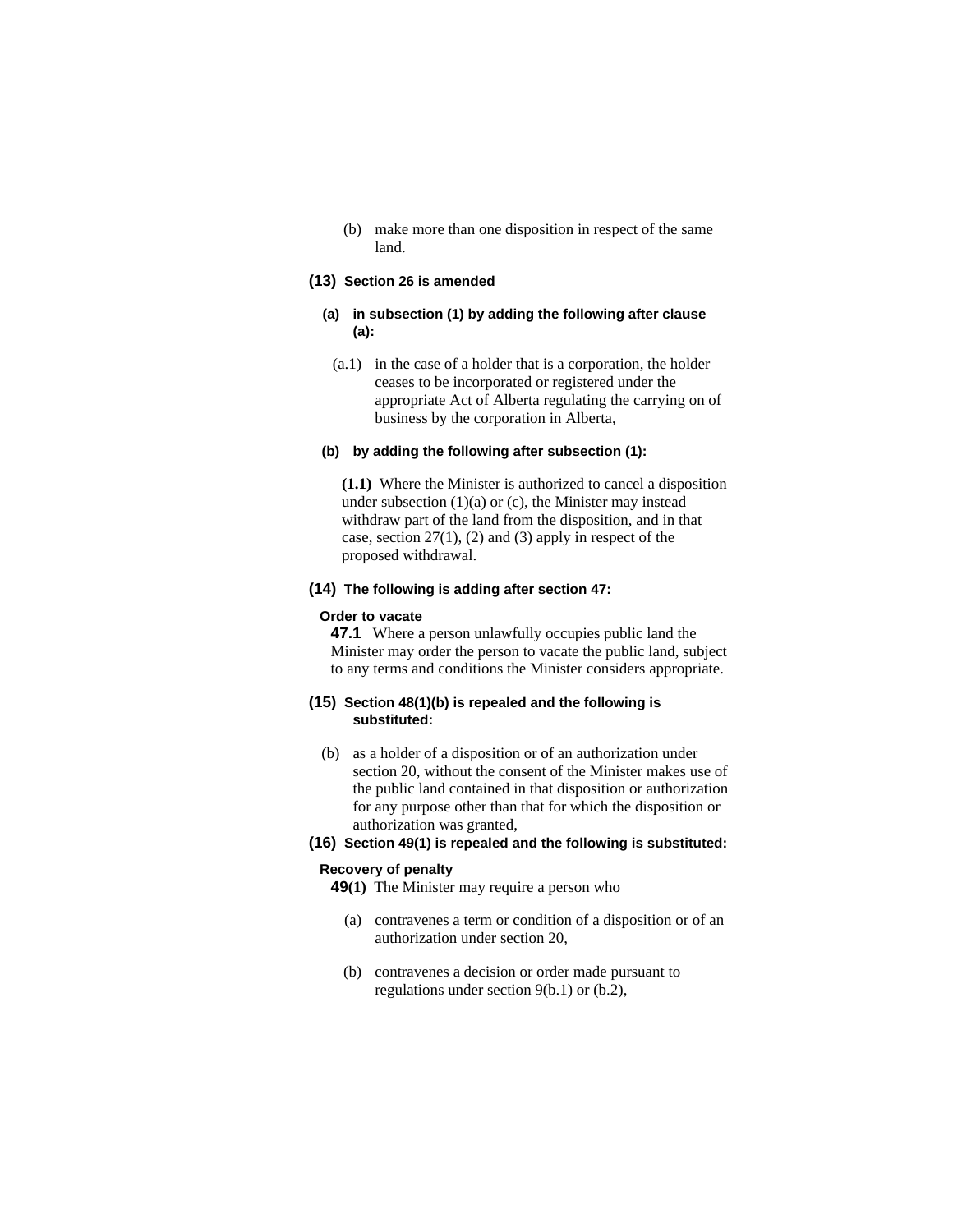(b) make more than one disposition in respect of the same land.

**(13) Section 26 is amended**

**(a) in subsection (1) by adding the following after clause (a):**

(a.1) in the case of a holder that is a corporation, the holder ceases to be incorporated or registered under the appropriate Act of Alberta regulating the carrying on of business by the corporation in Alberta,

**(b) by adding the following after subsection (1):**

**(1.1)** Where the Minister is authorized to cancel a disposition under subsection (1)(a) or (c), the Minister may instead withdraw part of the land from the disposition, and in that case, section 27(1), (2) and (3) apply in respect of the proposed withdrawal.

**(14) The following is adding after section 47:**

**Order to vacate**

**47.1** Where a person unlawfully occupies public land the Minister may order the person to vacate the public land, subject to any terms and conditions the Minister considers appropriate.

**(15) Section 48(1)(b) is repealed and the following is substituted:**

(b) as a holder of a disposition or of an authorization under section 20, without the consent of the Minister makes use of the public land contained in that disposition or authorization for any purpose other than that for which the disposition or authorization was granted,

**(16) Section 49(1) is repealed and the following is substituted:**

**Recovery of penalty**

**49(1)** The Minister may require a person who

(a) contravenes a term or condition of a disposition or of an authorization under section 20,

(b) contravenes a decision or order made pursuant to regulations under section 9(b.1) or (b.2),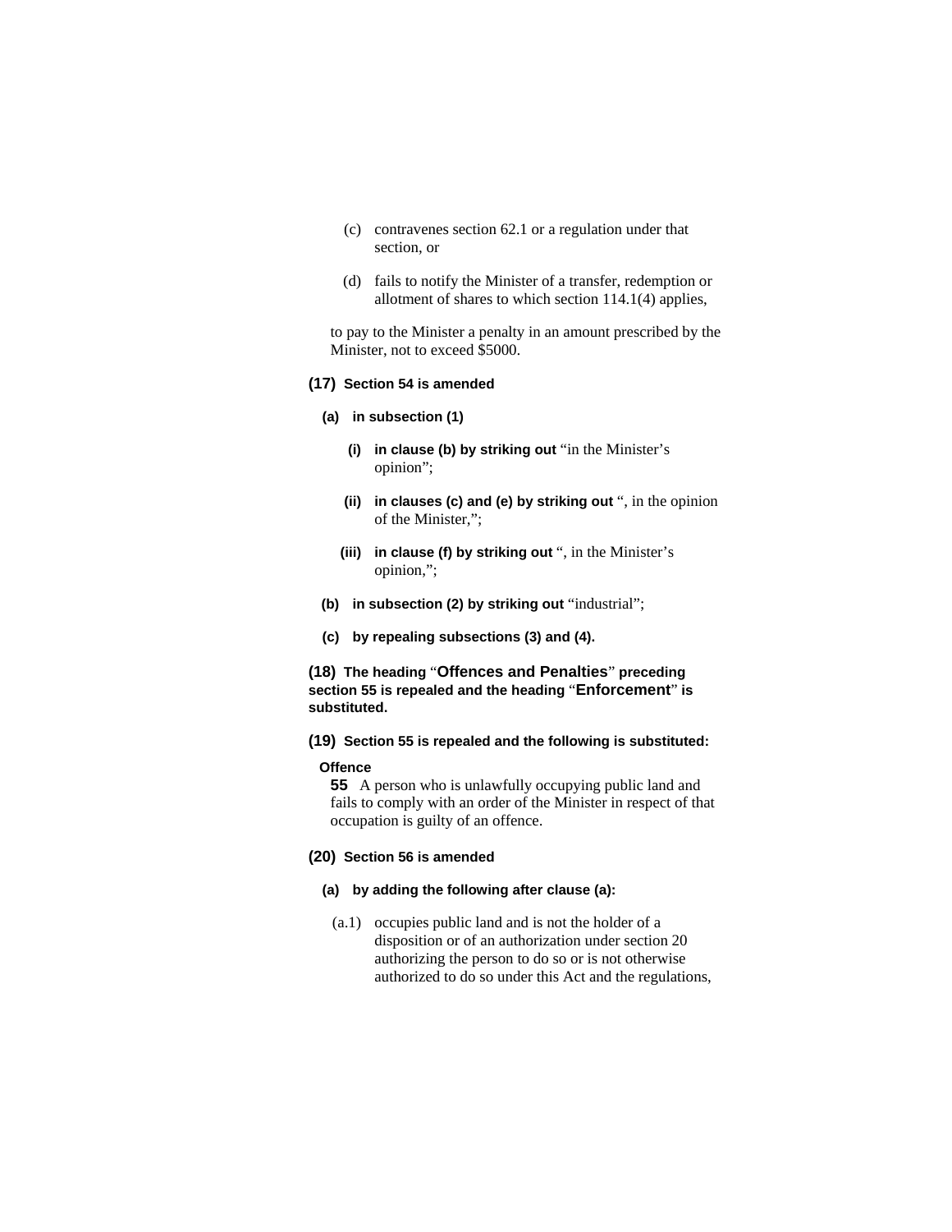(c) contravenes section 62.1 or a regulation under that section, or

(d) fails to notify the Minister of a transfer, redemption or allotment of shares to which section 114.1(4) applies,

to pay to the Minister a penalty in an amount prescribed by the Minister, not to exceed $5000.

**(17) Section 54 is amended**

**(a) in subsection (1)**

**(i) in clause (b) by striking out** "in the Minister's opinion";

**(ii) in clauses (c) and (e) by striking out** ", in the opinion of the Minister,";

**(iii) in clause (f) by striking out** ", in the Minister's opinion,";

**(b) in subsection (2) by striking out** "industrial";

**(c) by repealing subsections (3) and (4).**

**(18) The heading** "**Offences and Penalties**" **preceding section 55 is repealed and the heading** "**Enforcement**" **is substituted.**

**(19) Section 55 is repealed and the following is substituted:**

**Offence**

**55** A person who is unlawfully occupying public land and fails to comply with an order of the Minister in respect of that occupation is guilty of an offence.

**(20) Section 56 is amended**

**(a) by adding the following after clause (a):**

(a.1) occupies public land and is not the holder of a disposition or of an authorization under section 20 authorizing the person to do so or is not otherwise authorized to do so under this Act and the regulations,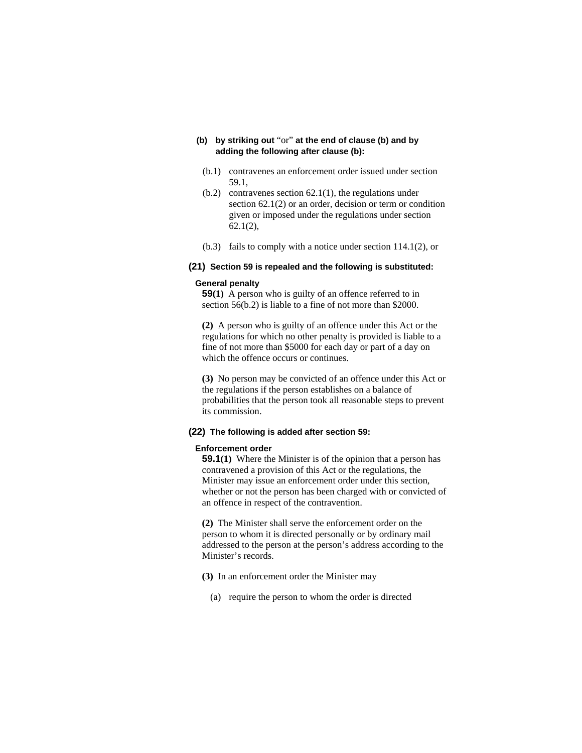**(b) by striking out** "or" **at the end of clause (b) and by adding the following after clause (b):**

(b.1) contravenes an enforcement order issued under section 59.1,

(b.2) contravenes section 62.1(1), the regulations under section 62.1(2) or an order, decision or term or condition given or imposed under the regulations under section 62.1(2),

(b.3) fails to comply with a notice under section 114.1(2), or

**(21) Section 59 is repealed and the following is substituted:**

**General penalty**

**59(1)** A person who is guilty of an offence referred to in section 56(b.2) is liable to a fine of not more than $2000.

**(2)** A person who is guilty of an offence under this Act or the regulations for which no other penalty is provided is liable to a fine of not more than $5000 for each day or part of a day on which the offence occurs or continues.

**(3)** No person may be convicted of an offence under this Act or the regulations if the person establishes on a balance of probabilities that the person took all reasonable steps to prevent its commission.

**(22) The following is added after section 59:**

**Enforcement order**

**59.1(1)** Where the Minister is of the opinion that a person has contravened a provision of this Act or the regulations, the Minister may issue an enforcement order under this section, whether or not the person has been charged with or convicted of an offence in respect of the contravention.

**(2)** The Minister shall serve the enforcement order on the person to whom it is directed personally or by ordinary mail addressed to the person at the person's address according to the Minister's records.

**(3)** In an enforcement order the Minister may

(a) require the person to whom the order is directed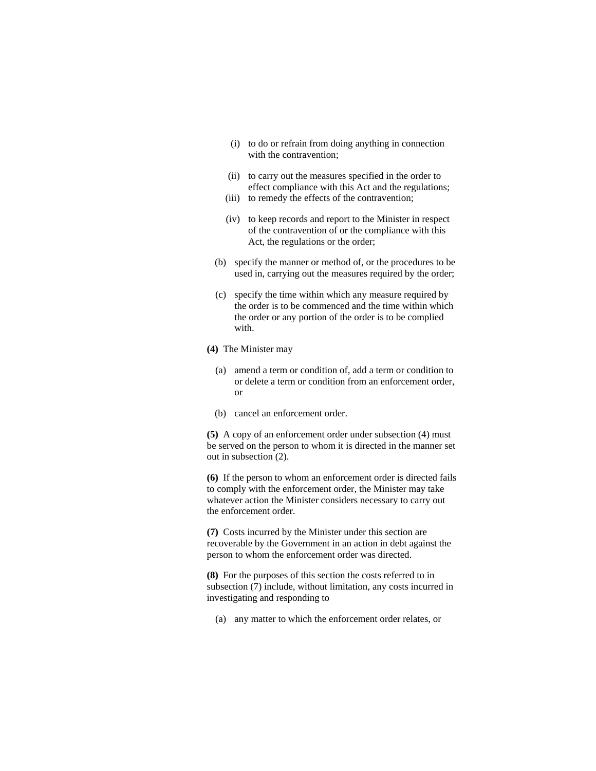(i) to do or refrain from doing anything in connection with the contravention;

(ii) to carry out the measures specified in the order to effect compliance with this Act and the regulations;

(iii) to remedy the effects of the contravention;

(iv) to keep records and report to the Minister in respect of the contravention of or the compliance with this Act, the regulations or the order;

(b) specify the manner or method of, or the procedures to be used in, carrying out the measures required by the order;

(c) specify the time within which any measure required by the order is to be commenced and the time within which the order or any portion of the order is to be complied with.

**(4)** The Minister may

(a) amend a term or condition of, add a term or condition to or delete a term or condition from an enforcement order, or

(b) cancel an enforcement order.

**(5)** A copy of an enforcement order under subsection (4) must be served on the person to whom it is directed in the manner set out in subsection (2).

**(6)** If the person to whom an enforcement order is directed fails to comply with the enforcement order, the Minister may take whatever action the Minister considers necessary to carry out the enforcement order.

**(7)** Costs incurred by the Minister under this section are recoverable by the Government in an action in debt against the person to whom the enforcement order was directed.

**(8)** For the purposes of this section the costs referred to in subsection (7) include, without limitation, any costs incurred in investigating and responding to

(a) any matter to which the enforcement order relates, or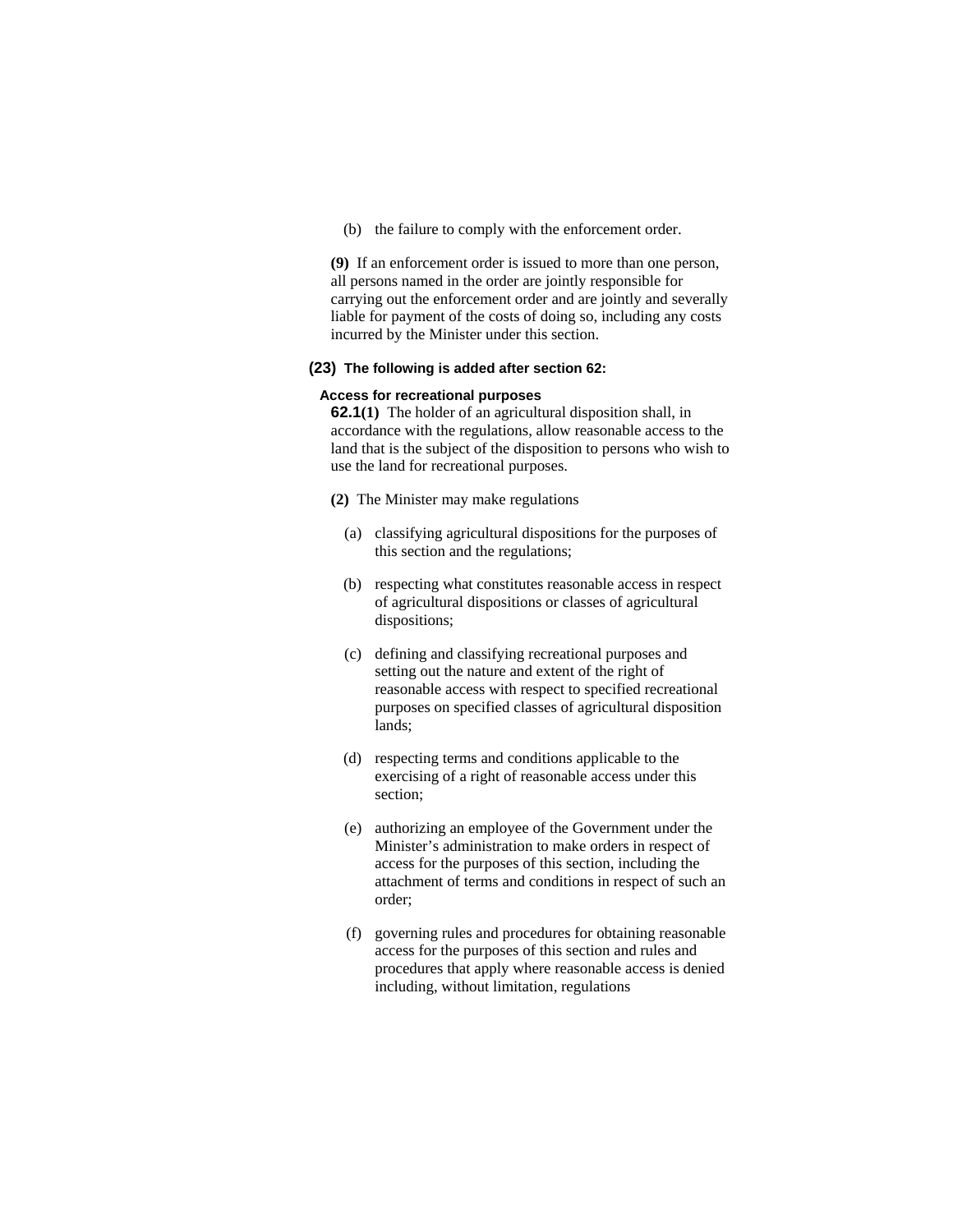(b) the failure to comply with the enforcement order.

**(9)** If an enforcement order is issued to more than one person, all persons named in the order are jointly responsible for carrying out the enforcement order and are jointly and severally liable for payment of the costs of doing so, including any costs incurred by the Minister under this section.

**(23) The following is added after section 62:**

**Access for recreational purposes**

**62.1(1)** The holder of an agricultural disposition shall, in accordance with the regulations, allow reasonable access to the land that is the subject of the disposition to persons who wish to use the land for recreational purposes.

**(2)** The Minister may make regulations

(a) classifying agricultural dispositions for the purposes of this section and the regulations;

(b) respecting what constitutes reasonable access in respect of agricultural dispositions or classes of agricultural dispositions;

(c) defining and classifying recreational purposes and setting out the nature and extent of the right of reasonable access with respect to specified recreational purposes on specified classes of agricultural disposition lands;

(d) respecting terms and conditions applicable to the exercising of a right of reasonable access under this section;

(e) authorizing an employee of the Government under the Minister's administration to make orders in respect of access for the purposes of this section, including the attachment of terms and conditions in respect of such an order;

(f) governing rules and procedures for obtaining reasonable access for the purposes of this section and rules and procedures that apply where reasonable access is denied including, without limitation, regulations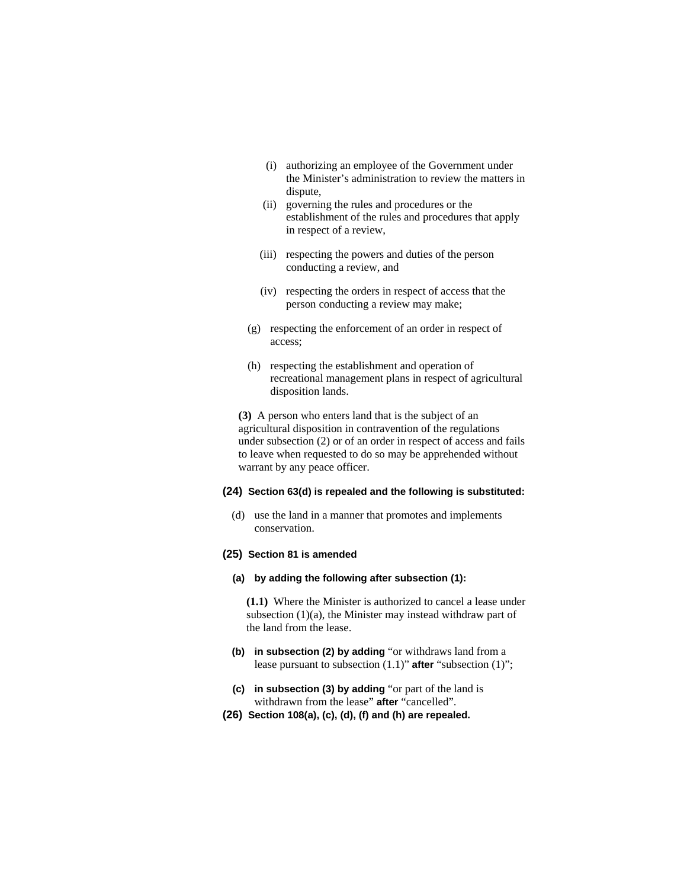(i) authorizing an employee of the Government under the Minister's administration to review the matters in dispute,

(ii) governing the rules and procedures or the establishment of the rules and procedures that apply in respect of a review,

(iii) respecting the powers and duties of the person conducting a review, and

(iv) respecting the orders in respect of access that the person conducting a review may make;

(g) respecting the enforcement of an order in respect of access;

(h) respecting the establishment and operation of recreational management plans in respect of agricultural disposition lands.

**(3)** A person who enters land that is the subject of an agricultural disposition in contravention of the regulations under subsection (2) or of an order in respect of access and fails to leave when requested to do so may be apprehended without warrant by any peace officer.

**(24) Section 63(d) is repealed and the following is substituted:**

(d) use the land in a manner that promotes and implements conservation.

**(25) Section 81 is amended**

**(a) by adding the following after subsection (1):**

**(1.1)** Where the Minister is authorized to cancel a lease under subsection (1)(a), the Minister may instead withdraw part of the land from the lease.

**(b) in subsection (2) by adding** "or withdraws land from a lease pursuant to subsection (1.1)" **after** "subsection (1)";

**(c) in subsection (3) by adding** "or part of the land is withdrawn from the lease" **after** "cancelled".

**(26) Section 108(a), (c), (d), (f) and (h) are repealed.**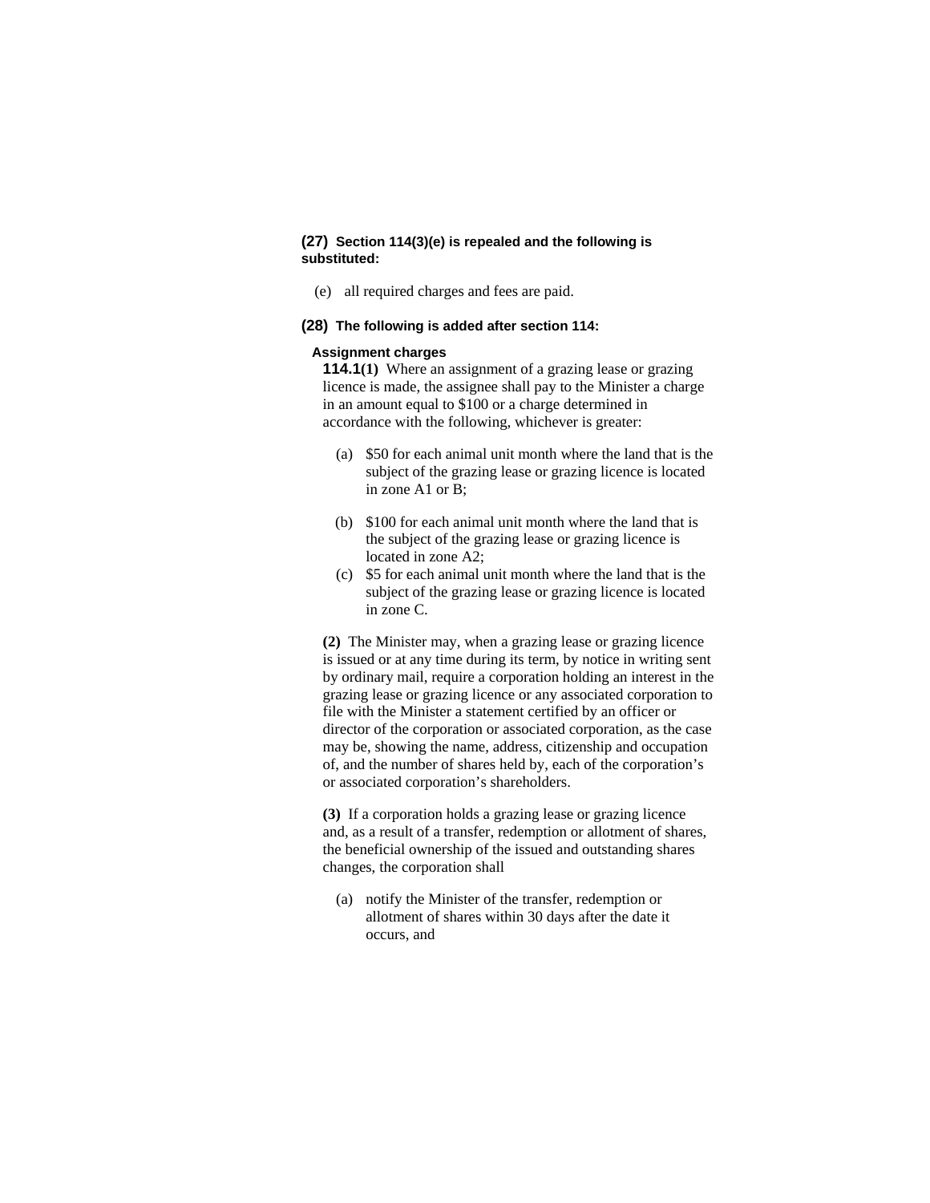**(27)** **Section 114(3)(e) is repealed and the following is substituted:**

(e) all required charges and fees are paid.

**(28)** **The following is added after section 114:**

**Assignment charges**

**114.1(1)** Where an assignment of a grazing lease or grazing licence is made, the assignee shall pay to the Minister a charge in an amount equal to $100 or a charge determined in accordance with the following, whichever is greater:

(a) $50 for each animal unit month where the land that is the subject of the grazing lease or grazing licence is located in zone A1 or B;

(b) $100 for each animal unit month where the land that is the subject of the grazing lease or grazing licence is located in zone A2;

(c) $5 for each animal unit month where the land that is the subject of the grazing lease or grazing licence is located in zone C.

**(2)** The Minister may, when a grazing lease or grazing licence is issued or at any time during its term, by notice in writing sent by ordinary mail, require a corporation holding an interest in the grazing lease or grazing licence or any associated corporation to file with the Minister a statement certified by an officer or director of the corporation or associated corporation, as the case may be, showing the name, address, citizenship and occupation of, and the number of shares held by, each of the corporation's or associated corporation's shareholders.

**(3)** If a corporation holds a grazing lease or grazing licence and, as a result of a transfer, redemption or allotment of shares, the beneficial ownership of the issued and outstanding shares changes, the corporation shall

(a) notify the Minister of the transfer, redemption or allotment of shares within 30 days after the date it occurs, and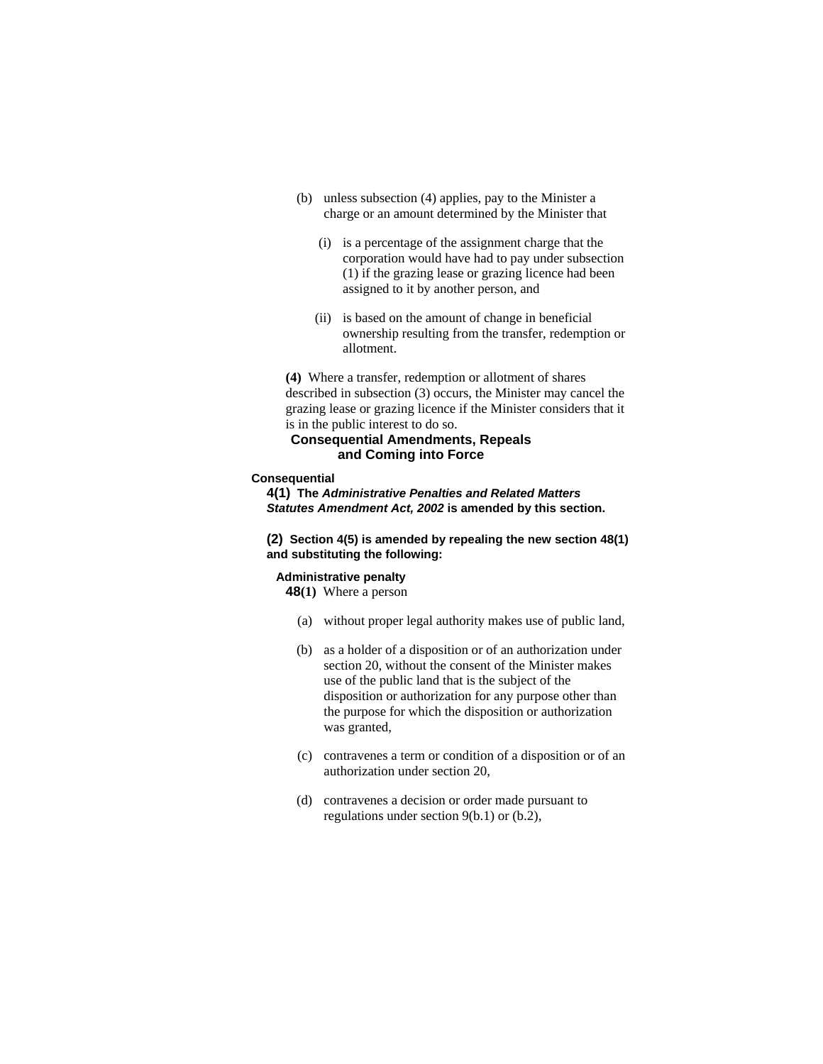(b) unless subsection (4) applies, pay to the Minister a charge or an amount determined by the Minister that

(i) is a percentage of the assignment charge that the corporation would have had to pay under subsection (1) if the grazing lease or grazing licence had been assigned to it by another person, and

(ii) is based on the amount of change in beneficial ownership resulting from the transfer, redemption or allotment.

**(4)** Where a transfer, redemption or allotment of shares described in subsection (3) occurs, the Minister may cancel the grazing lease or grazing licence if the Minister considers that it is in the public interest to do so.

## Consequential Amendments, Repeals and Coming into Force

**Consequential**

**4(1) The *Administrative Penalties and Related Matters Statutes Amendment Act, 2002* is amended by this section.**

**(2) Section 4(5) is amended by repealing the new section 48(1) and substituting the following:**

**Administrative penalty**

**48(1)** Where a person

(a) without proper legal authority makes use of public land,

(b) as a holder of a disposition or of an authorization under section 20, without the consent of the Minister makes use of the public land that is the subject of the disposition or authorization for any purpose other than the purpose for which the disposition or authorization was granted,

(c) contravenes a term or condition of a disposition or of an authorization under section 20,

(d) contravenes a decision or order made pursuant to regulations under section 9(b.1) or (b.2),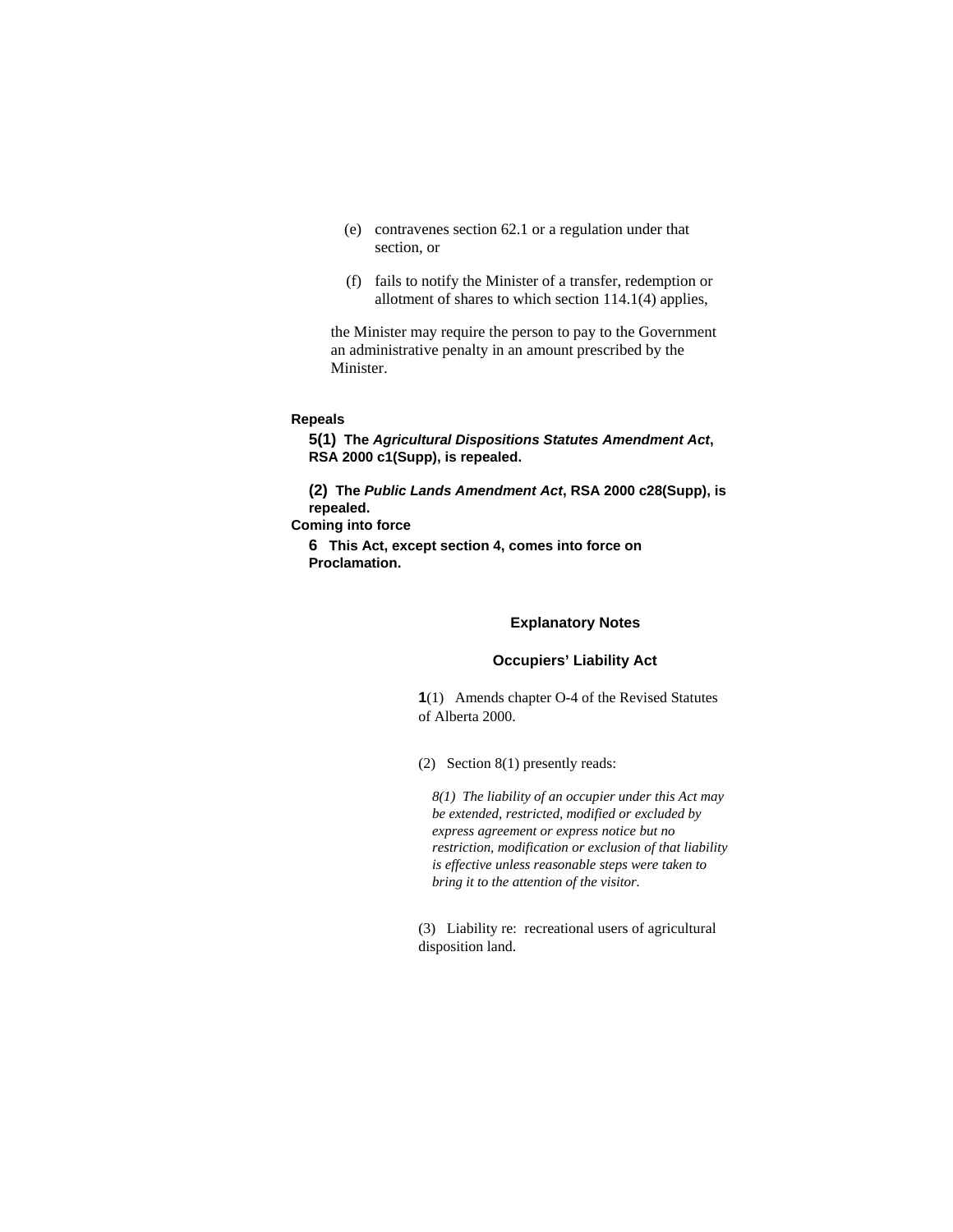(e) contravenes section 62.1 or a regulation under that section, or

(f) fails to notify the Minister of a transfer, redemption or allotment of shares to which section 114.1(4) applies,

the Minister may require the person to pay to the Government an administrative penalty in an amount prescribed by the Minister.

**Repeals**

**5(1) The *Agricultural Dispositions Statutes Amendment Act*, RSA 2000 c1(Supp), is repealed.**

**(2) The *Public Lands Amendment Act*, RSA 2000 c28(Supp), is repealed.**

**Coming into force**

**6 This Act, except section 4, comes into force on Proclamation.**

## Explanatory Notes

### Occupiers' Liability Act

**1**(1) Amends chapter O-4 of the Revised Statutes of Alberta 2000.

(2) Section 8(1) presently reads:

> *8(1) The liability of an occupier under this Act may be extended, restricted, modified or excluded by express agreement or express notice but no restriction, modification or exclusion of that liability is effective unless reasonable steps were taken to bring it to the attention of the visitor.*

(3) Liability re: recreational users of agricultural disposition land.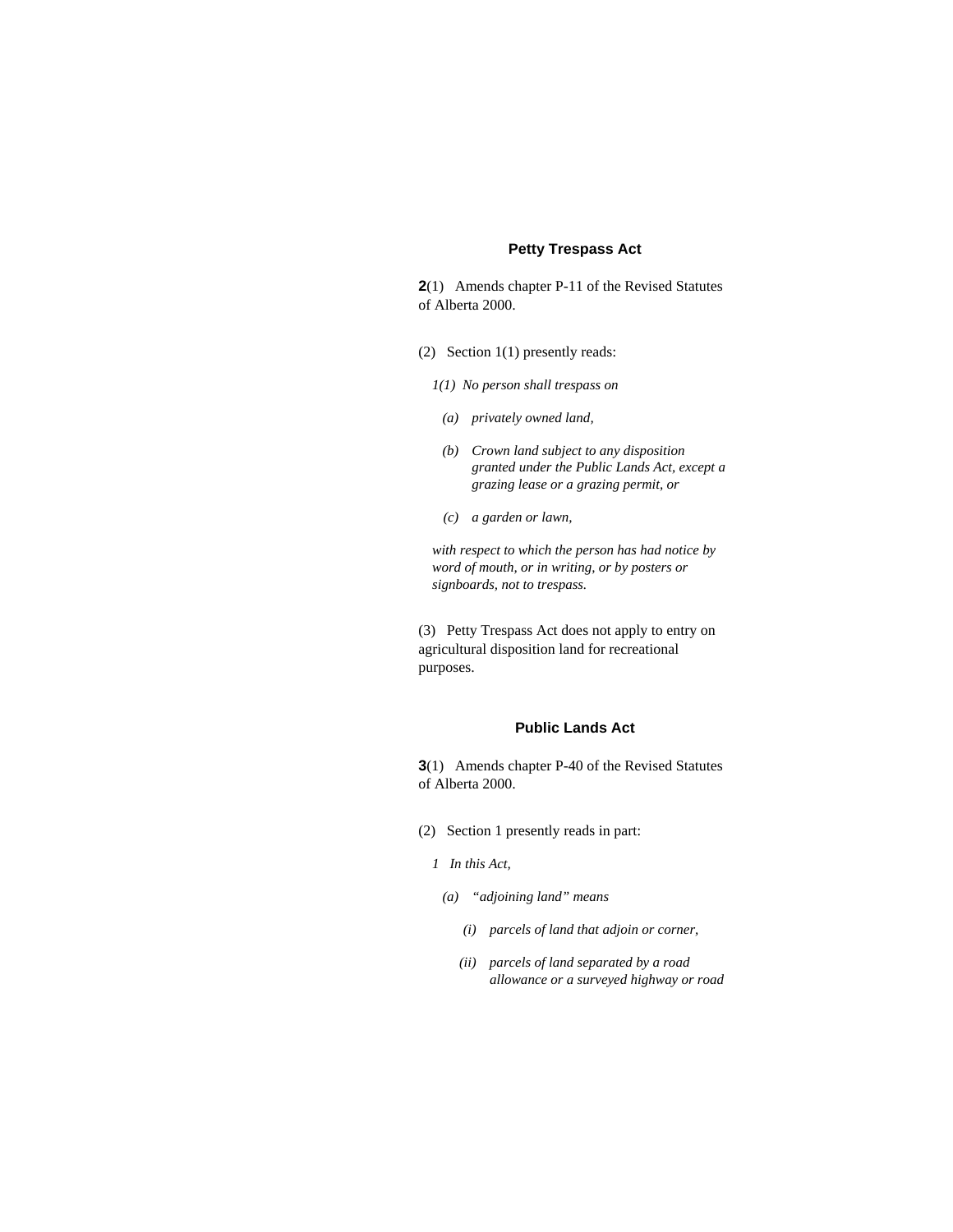### Petty Trespass Act

**2**(1) Amends chapter P-11 of the Revised Statutes of Alberta 2000.

(2) Section 1(1) presently reads:

*1(1) No person shall trespass on*

*(a) privately owned land,*

*(b) Crown land subject to any disposition granted under the Public Lands Act, except a grazing lease or a grazing permit, or*

*(c) a garden or lawn,*

*with respect to which the person has had notice by word of mouth, or in writing, or by posters or signboards, not to trespass.*

(3) Petty Trespass Act does not apply to entry on agricultural disposition land for recreational purposes.

### Public Lands Act

**3**(1) Amends chapter P-40 of the Revised Statutes of Alberta 2000.

(2) Section 1 presently reads in part:

*1 In this Act,*

*(a) "adjoining land" means*

*(i) parcels of land that adjoin or corner,*

*(ii) parcels of land separated by a road allowance or a surveyed highway or road*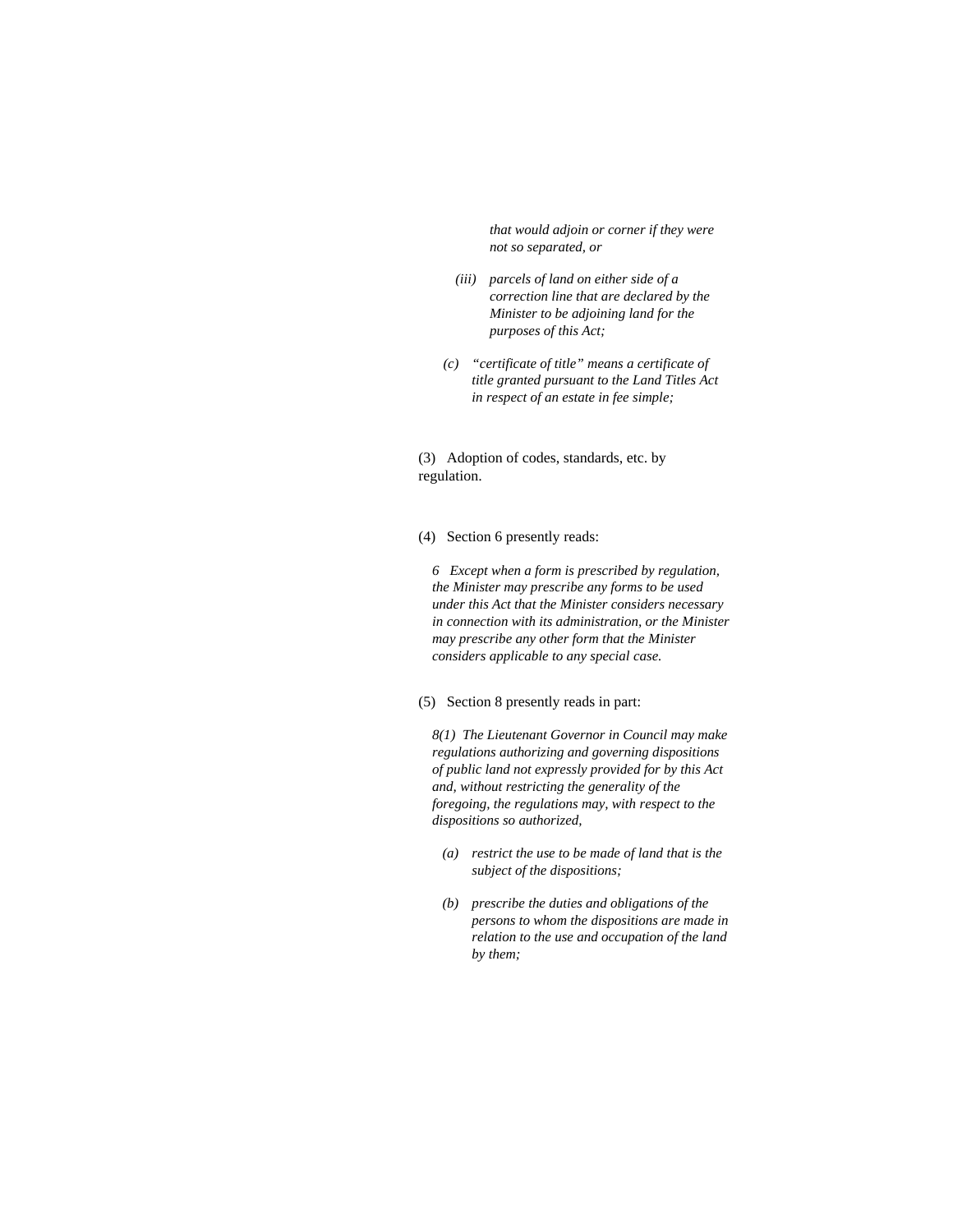*that would adjoin or corner if they were not so separated, or*

*(iii) parcels of land on either side of a correction line that are declared by the Minister to be adjoining land for the purposes of this Act;*

*(c) "certificate of title" means a certificate of title granted pursuant to the Land Titles Act in respect of an estate in fee simple;*

(3) Adoption of codes, standards, etc. by regulation.

(4) Section 6 presently reads:

*6 Except when a form is prescribed by regulation, the Minister may prescribe any forms to be used under this Act that the Minister considers necessary in connection with its administration, or the Minister may prescribe any other form that the Minister considers applicable to any special case.*

(5) Section 8 presently reads in part:

*8(1) The Lieutenant Governor in Council may make regulations authorizing and governing dispositions of public land not expressly provided for by this Act and, without restricting the generality of the foregoing, the regulations may, with respect to the dispositions so authorized,*

*(a) restrict the use to be made of land that is the subject of the dispositions;*

*(b) prescribe the duties and obligations of the persons to whom the dispositions are made in relation to the use and occupation of the land by them;*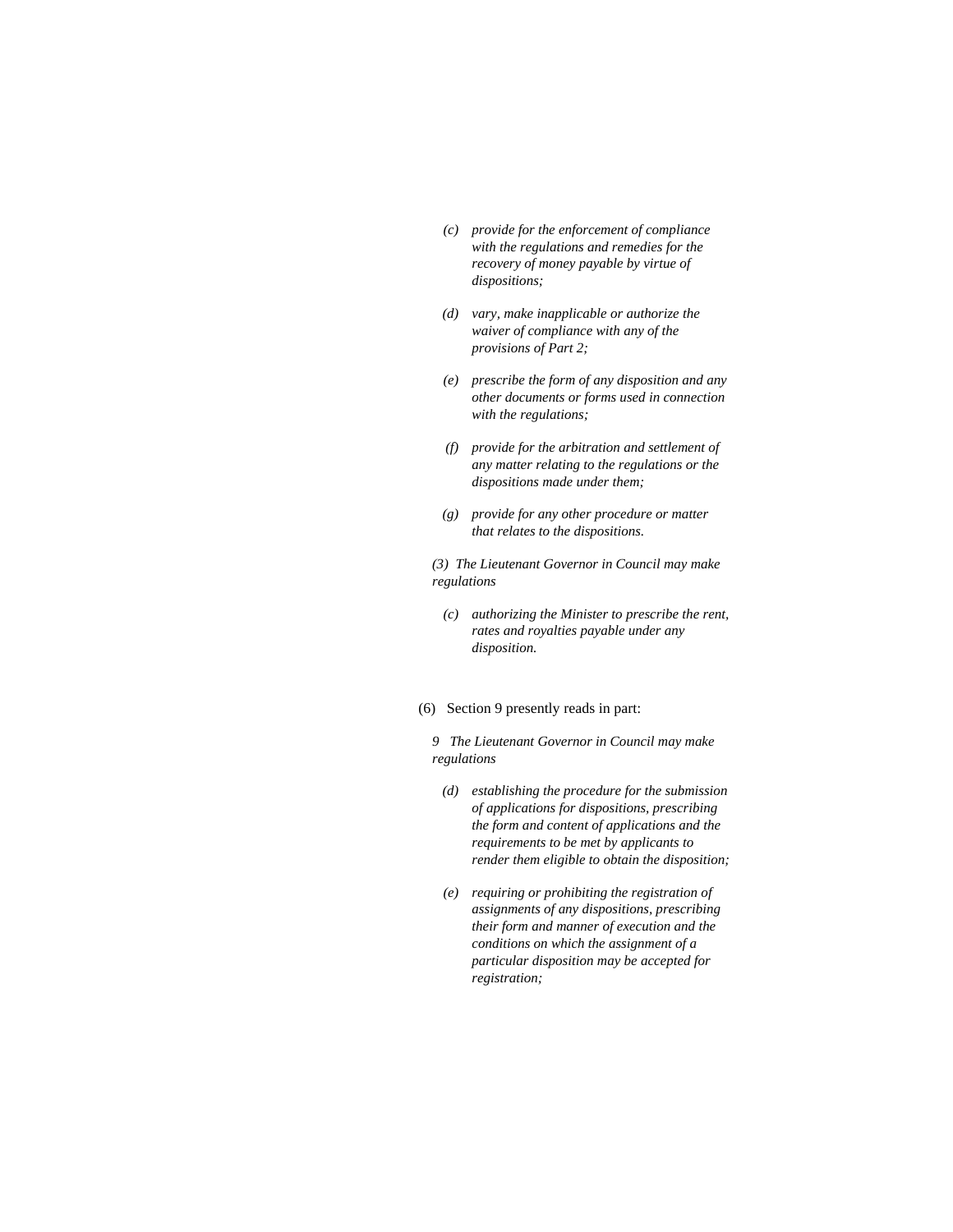*(c) provide for the enforcement of compliance with the regulations and remedies for the recovery of money payable by virtue of dispositions;*

*(d) vary, make inapplicable or authorize the waiver of compliance with any of the provisions of Part 2;*

*(e) prescribe the form of any disposition and any other documents or forms used in connection with the regulations;*

*(f) provide for the arbitration and settlement of any matter relating to the regulations or the dispositions made under them;*

*(g) provide for any other procedure or matter that relates to the dispositions.*

*(3) The Lieutenant Governor in Council may make regulations*

*(c) authorizing the Minister to prescribe the rent, rates and royalties payable under any disposition.*

(6) Section 9 presently reads in part:

*9 The Lieutenant Governor in Council may make regulations*

*(d) establishing the procedure for the submission of applications for dispositions, prescribing the form and content of applications and the requirements to be met by applicants to render them eligible to obtain the disposition;*

*(e) requiring or prohibiting the registration of assignments of any dispositions, prescribing their form and manner of execution and the conditions on which the assignment of a particular disposition may be accepted for registration;*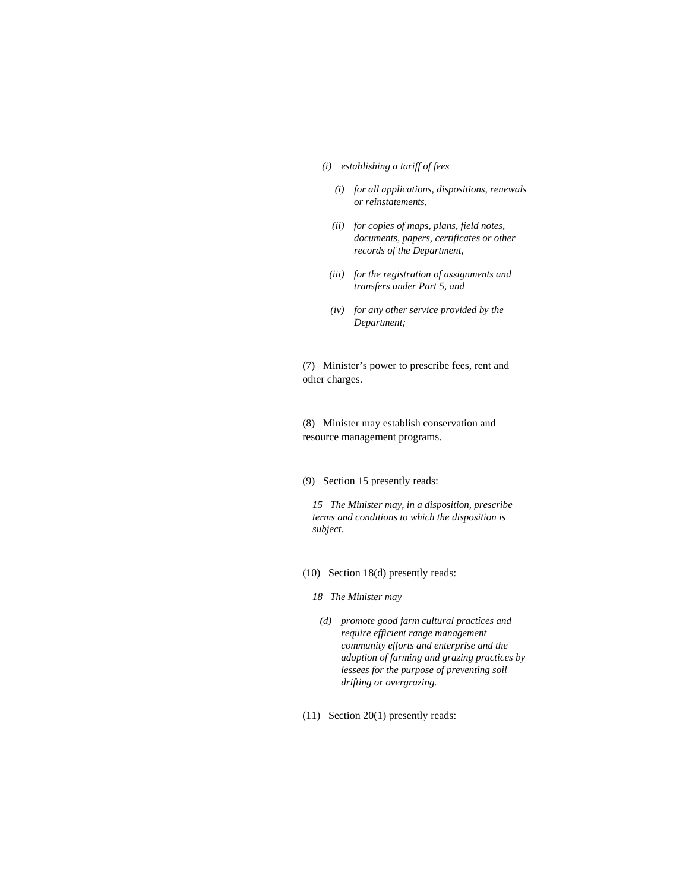*(i) establishing a tariff of fees*

*(i) for all applications, dispositions, renewals or reinstatements,*

*(ii) for copies of maps, plans, field notes, documents, papers, certificates or other records of the Department,*

*(iii) for the registration of assignments and transfers under Part 5, and*

*(iv) for any other service provided by the Department;*

(7) Minister's power to prescribe fees, rent and other charges.

(8) Minister may establish conservation and resource management programs.

(9) Section 15 presently reads:

*15 The Minister may, in a disposition, prescribe terms and conditions to which the disposition is subject.*

(10) Section 18(d) presently reads:

*18 The Minister may*

*(d) promote good farm cultural practices and require efficient range management community efforts and enterprise and the adoption of farming and grazing practices by lessees for the purpose of preventing soil drifting or overgrazing.*

(11) Section 20(1) presently reads: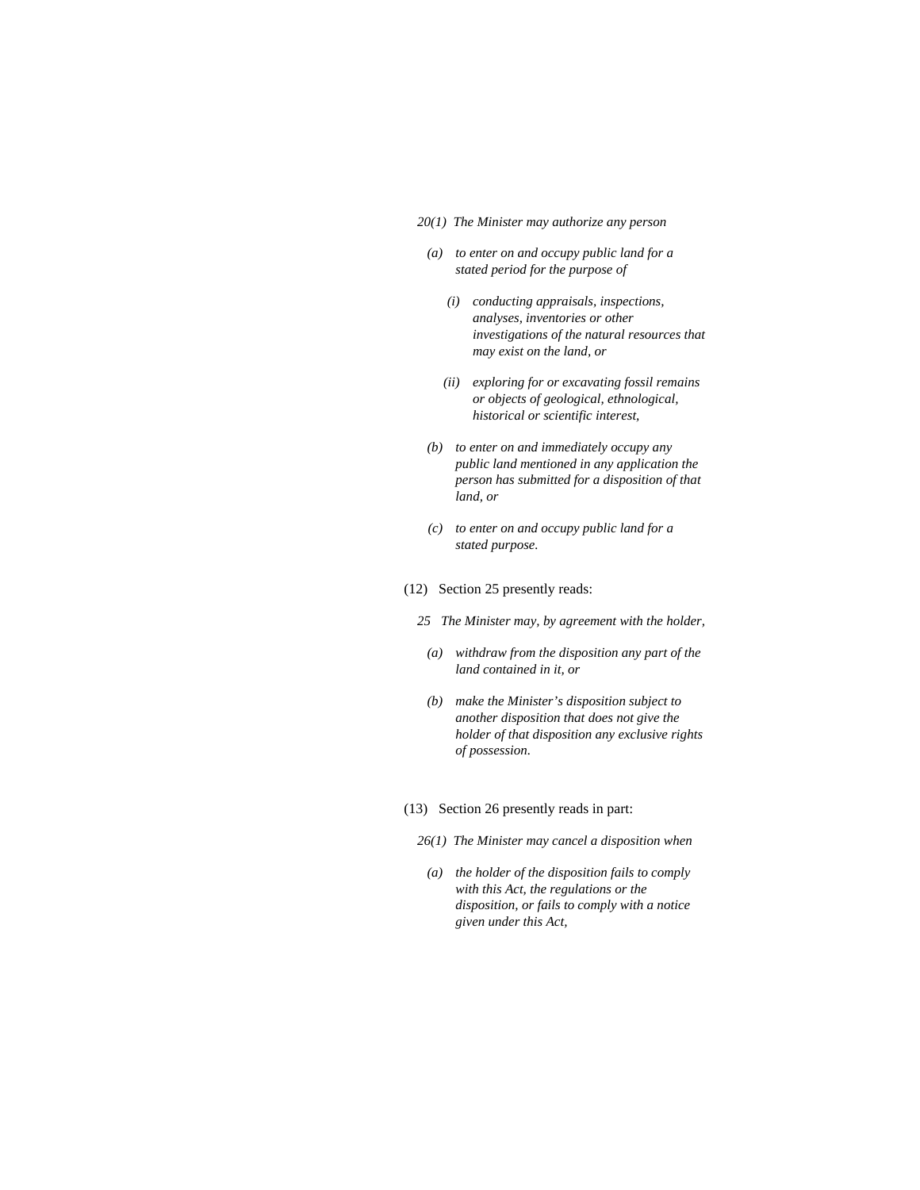*20(1) The Minister may authorize any person*

*(a) to enter on and occupy public land for a stated period for the purpose of*

*(i) conducting appraisals, inspections, analyses, inventories or other investigations of the natural resources that may exist on the land, or*

*(ii) exploring for or excavating fossil remains or objects of geological, ethnological, historical or scientific interest,*

*(b) to enter on and immediately occupy any public land mentioned in any application the person has submitted for a disposition of that land, or*

*(c) to enter on and occupy public land for a stated purpose.*

(12) Section 25 presently reads:

*25 The Minister may, by agreement with the holder,*

*(a) withdraw from the disposition any part of the land contained in it, or*

*(b) make the Minister's disposition subject to another disposition that does not give the holder of that disposition any exclusive rights of possession.*

(13) Section 26 presently reads in part:

*26(1) The Minister may cancel a disposition when*

*(a) the holder of the disposition fails to comply with this Act, the regulations or the disposition, or fails to comply with a notice given under this Act,*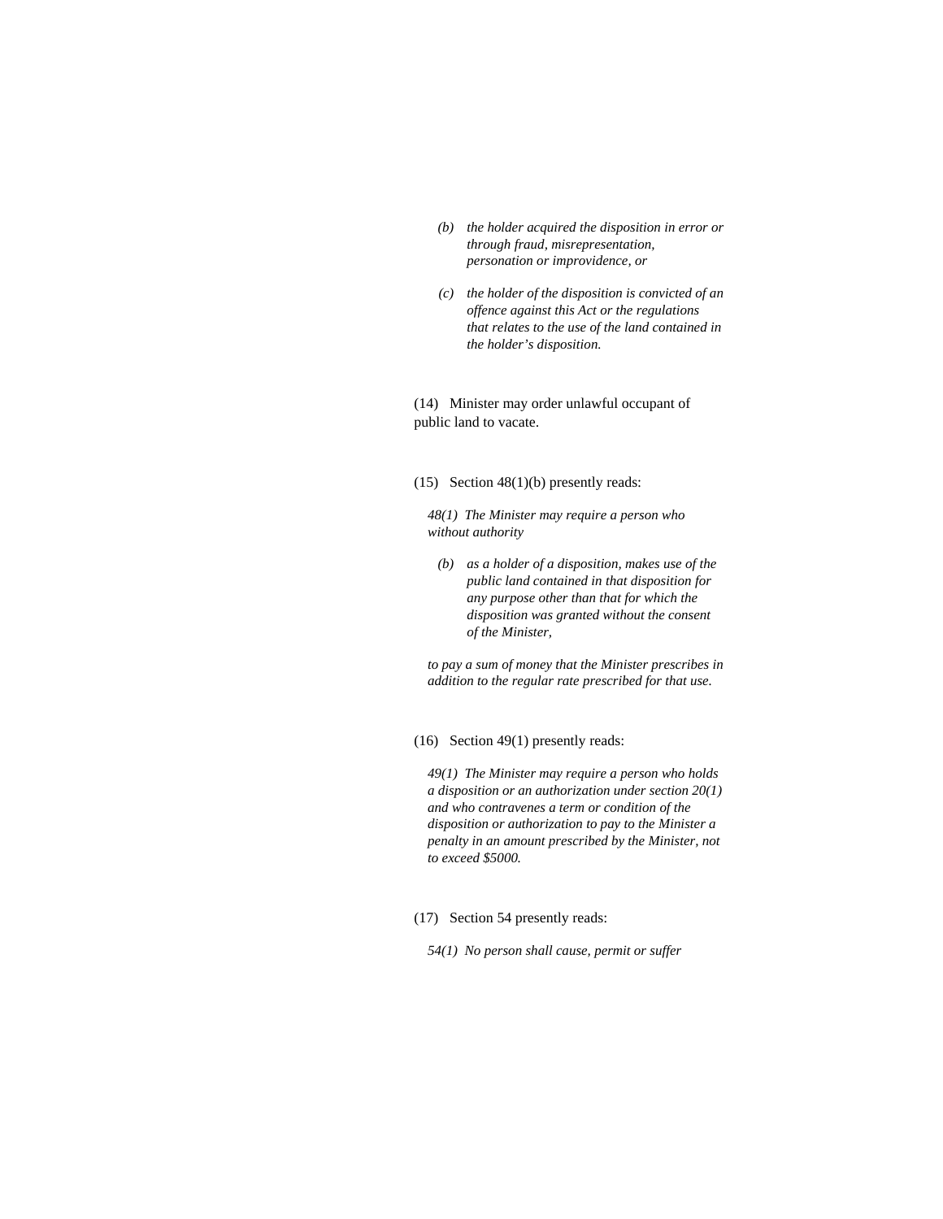*(b) the holder acquired the disposition in error or through fraud, misrepresentation, personation or improvidence, or*

*(c) the holder of the disposition is convicted of an offence against this Act or the regulations that relates to the use of the land contained in the holder's disposition.*

(14) Minister may order unlawful occupant of public land to vacate.

(15) Section 48(1)(b) presently reads:

*48(1) The Minister may require a person who without authority*

*(b) as a holder of a disposition, makes use of the public land contained in that disposition for any purpose other than that for which the disposition was granted without the consent of the Minister,*

*to pay a sum of money that the Minister prescribes in addition to the regular rate prescribed for that use.*

(16) Section 49(1) presently reads:

*49(1) The Minister may require a person who holds a disposition or an authorization under section 20(1) and who contravenes a term or condition of the disposition or authorization to pay to the Minister a penalty in an amount prescribed by the Minister, not to exceed $5000.*

(17) Section 54 presently reads:

*54(1) No person shall cause, permit or suffer*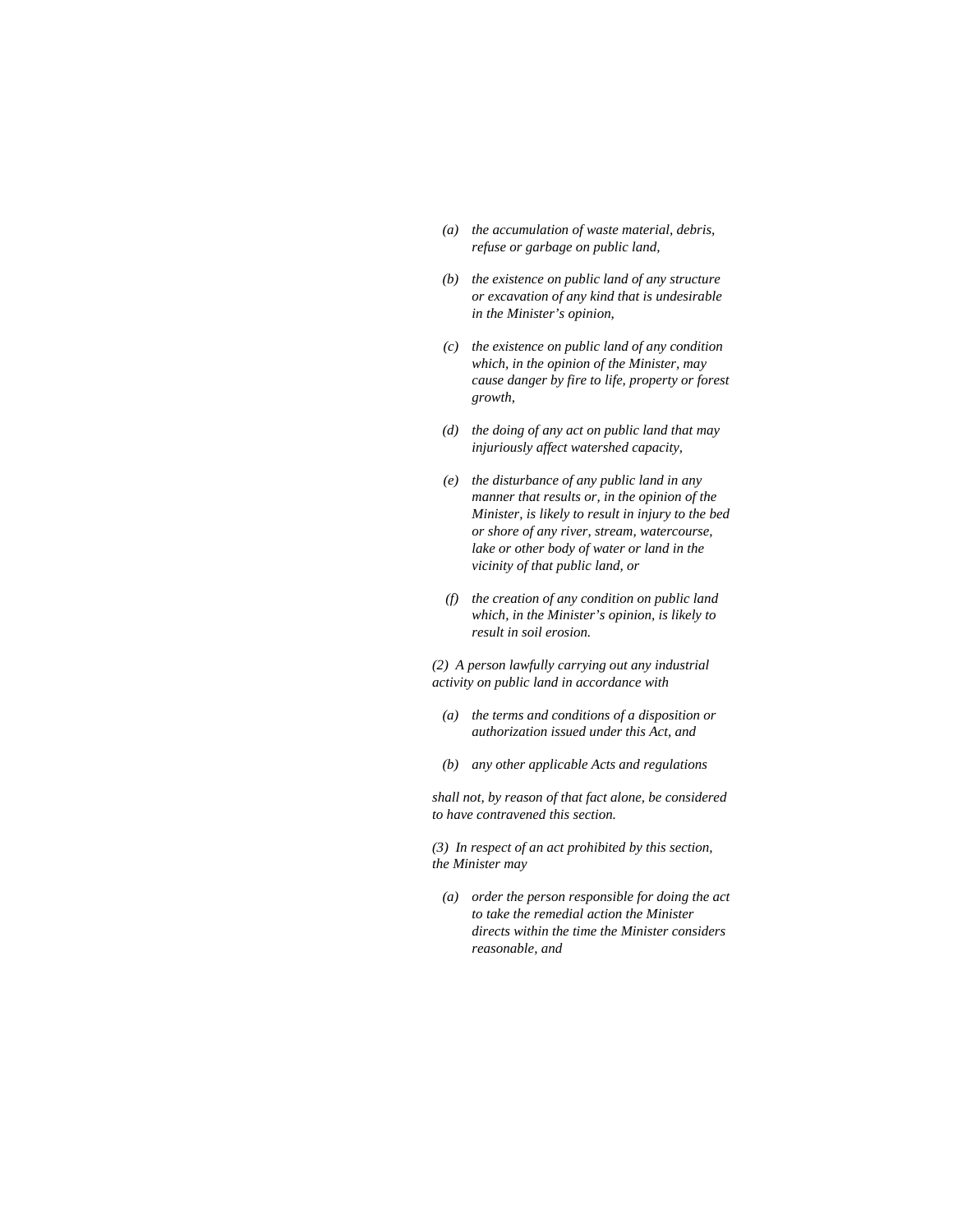*(a) the accumulation of waste material, debris, refuse or garbage on public land,*

*(b) the existence on public land of any structure or excavation of any kind that is undesirable in the Minister's opinion,*

*(c) the existence on public land of any condition which, in the opinion of the Minister, may cause danger by fire to life, property or forest growth,*

*(d) the doing of any act on public land that may injuriously affect watershed capacity,*

*(e) the disturbance of any public land in any manner that results or, in the opinion of the Minister, is likely to result in injury to the bed or shore of any river, stream, watercourse, lake or other body of water or land in the vicinity of that public land, or*

*(f) the creation of any condition on public land which, in the Minister's opinion, is likely to result in soil erosion.*

*(2) A person lawfully carrying out any industrial activity on public land in accordance with*

*(a) the terms and conditions of a disposition or authorization issued under this Act, and*

*(b) any other applicable Acts and regulations*

*shall not, by reason of that fact alone, be considered to have contravened this section.*

*(3) In respect of an act prohibited by this section, the Minister may*

*(a) order the person responsible for doing the act to take the remedial action the Minister directs within the time the Minister considers reasonable, and*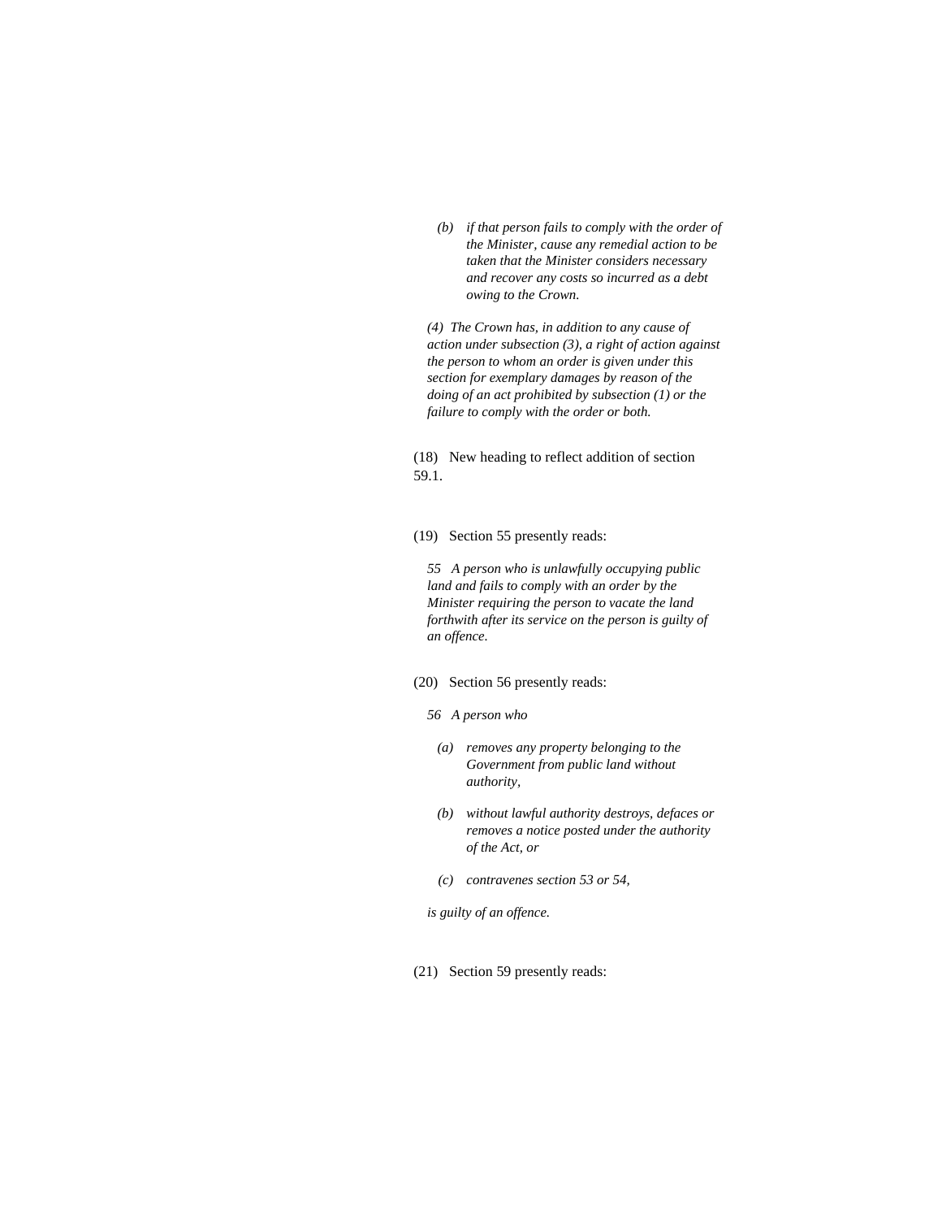*(b) if that person fails to comply with the order of the Minister, cause any remedial action to be taken that the Minister considers necessary and recover any costs so incurred as a debt owing to the Crown.*

*(4) The Crown has, in addition to any cause of action under subsection (3), a right of action against the person to whom an order is given under this section for exemplary damages by reason of the doing of an act prohibited by subsection (1) or the failure to comply with the order or both.*

(18) New heading to reflect addition of section 59.1.

(19) Section 55 presently reads:

*55 A person who is unlawfully occupying public land and fails to comply with an order by the Minister requiring the person to vacate the land forthwith after its service on the person is guilty of an offence.*

(20) Section 56 presently reads:

*56 A person who*

*(a) removes any property belonging to the Government from public land without authority,*

*(b) without lawful authority destroys, defaces or removes a notice posted under the authority of the Act, or*

*(c) contravenes section 53 or 54,*

*is guilty of an offence.*

(21) Section 59 presently reads: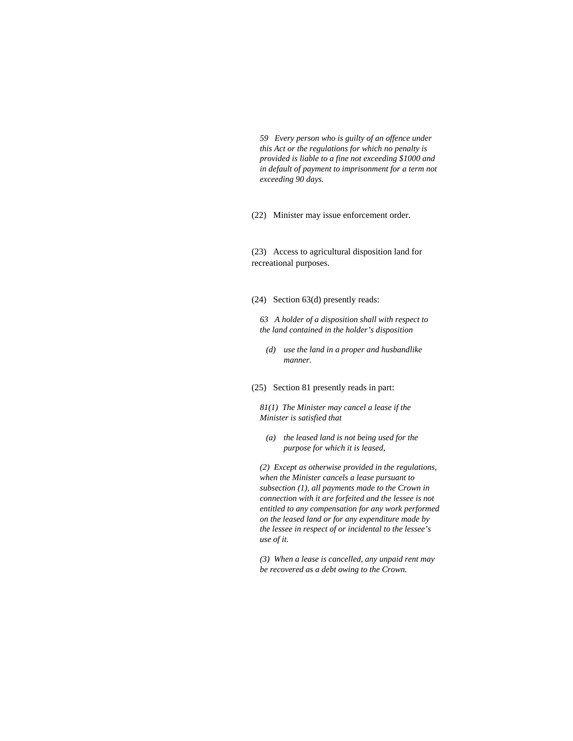*59   Every person who is guilty of an offence under this Act or the regulations for which no penalty is provided is liable to a fine not exceeding $1000 and in default of payment to imprisonment for a term not exceeding 90 days.*

(22)   Minister may issue enforcement order.

(23)   Access to agricultural disposition land for recreational purposes.

(24)   Section 63(d) presently reads:

*63   A holder of a disposition shall with respect to the land contained in the holder's disposition*

*(d)   use the land in a proper and husbandlike manner.*

(25)   Section 81 presently reads in part:

*81(1)  The Minister may cancel a lease if the Minister is satisfied that*

*(a)   the leased land is not being used for the purpose for which it is leased,*

*(2)  Except as otherwise provided in the regulations, when the Minister cancels a lease pursuant to subsection (1), all payments made to the Crown in connection with it are forfeited and the lessee is not entitled to any compensation for any work performed on the leased land or for any expenditure made by the lessee in respect of or incidental to the lessee's use of it.*

*(3)  When a lease is cancelled, any unpaid rent may be recovered as a debt owing to the Crown.*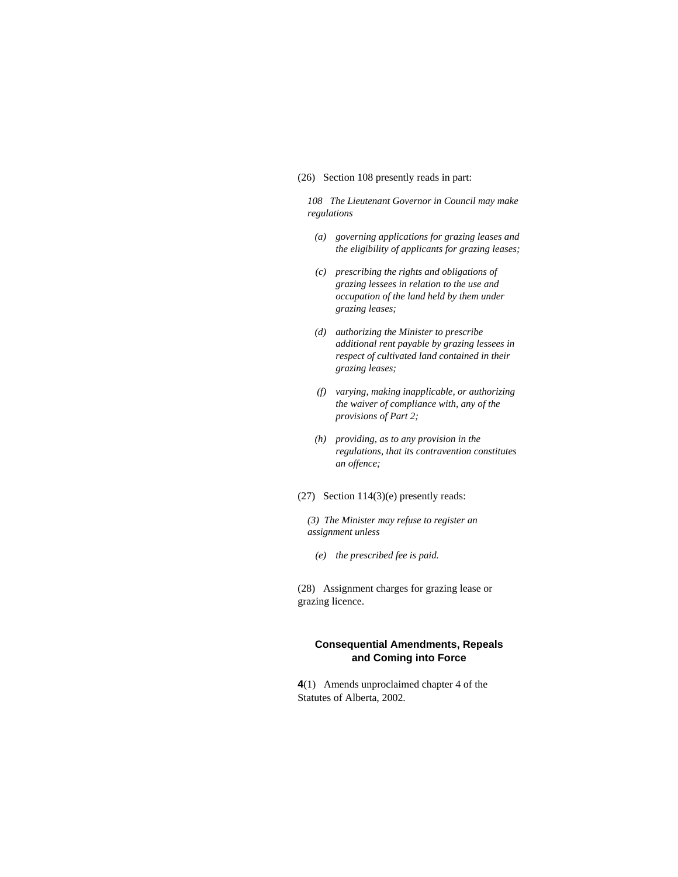(26) Section 108 presently reads in part:

*108 The Lieutenant Governor in Council may make regulations*

*(a) governing applications for grazing leases and the eligibility of applicants for grazing leases;*

*(c) prescribing the rights and obligations of grazing lessees in relation to the use and occupation of the land held by them under grazing leases;*

*(d) authorizing the Minister to prescribe additional rent payable by grazing lessees in respect of cultivated land contained in their grazing leases;*

*(f) varying, making inapplicable, or authorizing the waiver of compliance with, any of the provisions of Part 2;*

*(h) providing, as to any provision in the regulations, that its contravention constitutes an offence;*

(27) Section 114(3)(e) presently reads:

*(3) The Minister may refuse to register an assignment unless*

*(e) the prescribed fee is paid.*

(28) Assignment charges for grazing lease or grazing licence.

### Consequential Amendments, Repeals and Coming into Force

**4**(1) Amends unproclaimed chapter 4 of the Statutes of Alberta, 2002.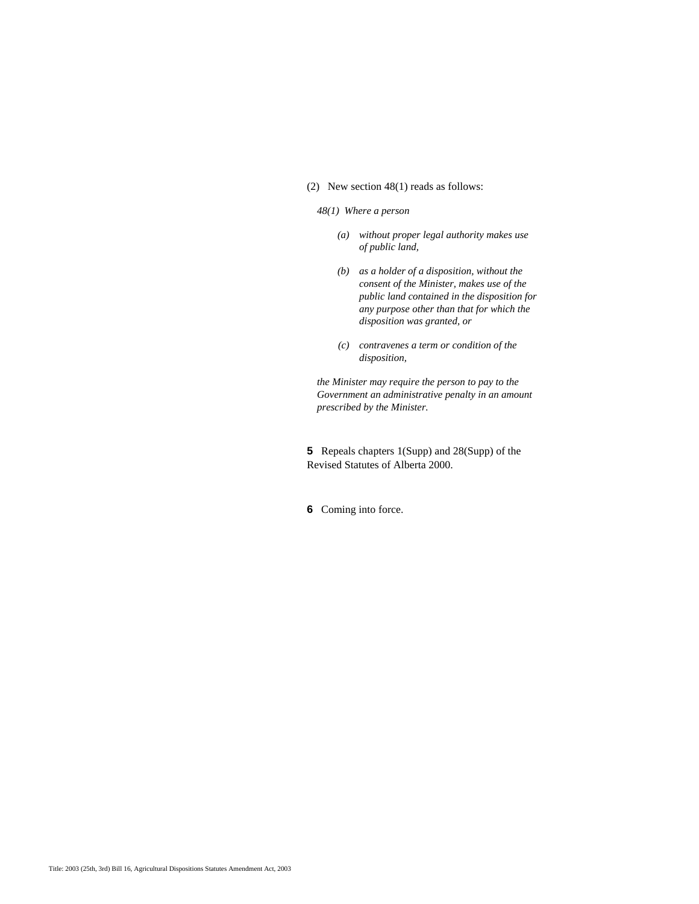(2) New section 48(1) reads as follows:

*48(1) Where a person*

*(a) without proper legal authority makes use of public land,*

*(b) as a holder of a disposition, without the consent of the Minister, makes use of the public land contained in the disposition for any purpose other than that for which the disposition was granted, or*

*(c) contravenes a term or condition of the disposition,*

*the Minister may require the person to pay to the Government an administrative penalty in an amount prescribed by the Minister.*

**5** Repeals chapters 1(Supp) and 28(Supp) of the Revised Statutes of Alberta 2000.

**6** Coming into force.